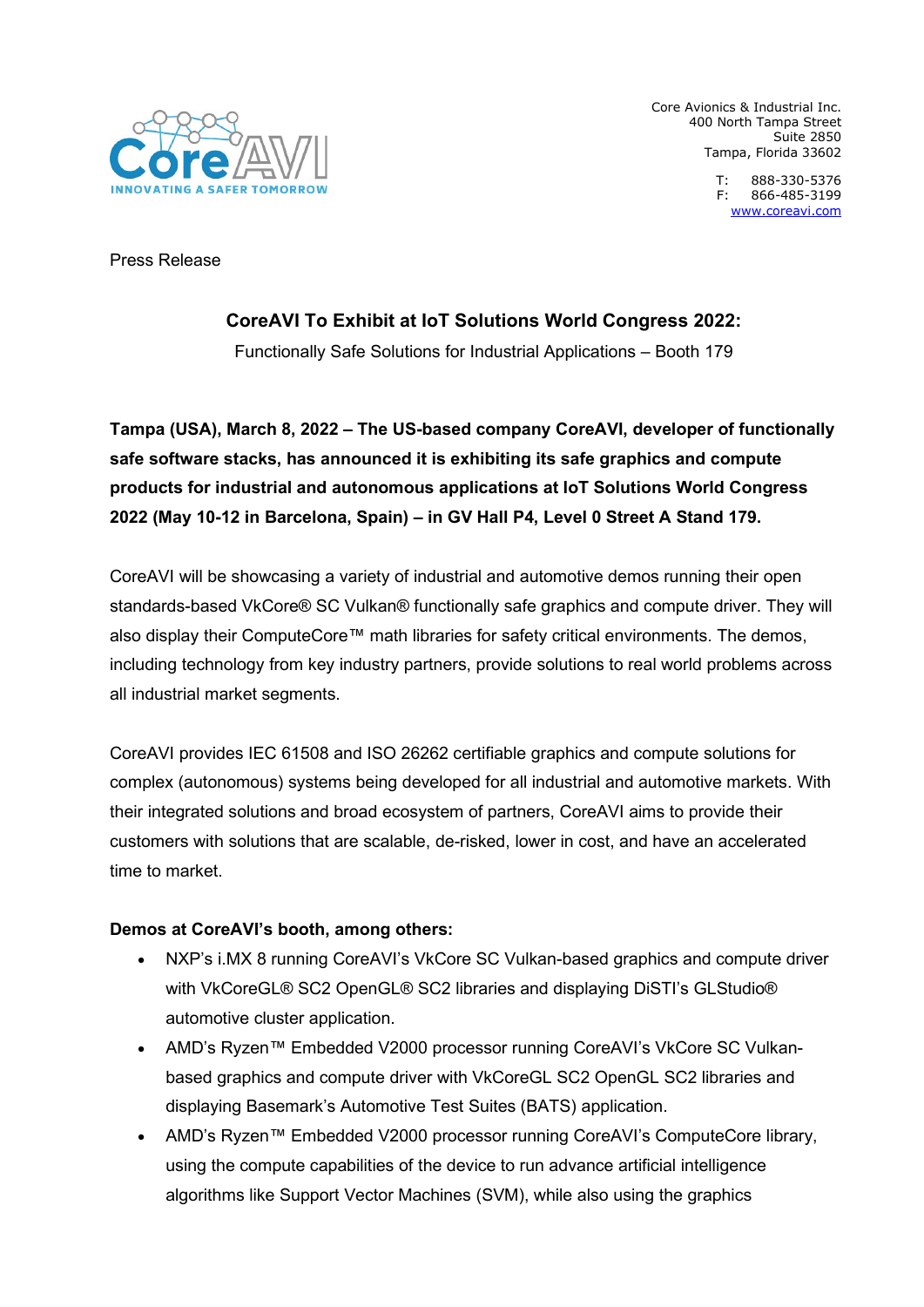Core Avionics & Industrial Inc.
400 North Tampa Street
Suite 2850
Tampa, Florida 33602

T: 888-330-5376
F: 866-485-3199
www.coreavi.com

Press Release

## CoreAVI To Exhibit at IoT Solutions World Congress 2022:

Functionally Safe Solutions for Industrial Applications – Booth 179

**Tampa (USA), March 8, 2022 – The US-based company CoreAVI, developer of functionally safe software stacks, has announced it is exhibiting its safe graphics and compute products for industrial and autonomous applications at IoT Solutions World Congress 2022 (May 10-12 in Barcelona, Spain) – in GV Hall P4, Level 0 Street A Stand 179.**

CoreAVI will be showcasing a variety of industrial and automotive demos running their open standards-based VkCore® SC Vulkan® functionally safe graphics and compute driver. They will also display their ComputeCore™ math libraries for safety critical environments. The demos, including technology from key industry partners, provide solutions to real world problems across all industrial market segments.

CoreAVI provides IEC 61508 and ISO 26262 certifiable graphics and compute solutions for complex (autonomous) systems being developed for all industrial and automotive markets. With their integrated solutions and broad ecosystem of partners, CoreAVI aims to provide their customers with solutions that are scalable, de-risked, lower in cost, and have an accelerated time to market.

**Demos at CoreAVI's booth, among others:**

- NXP's i.MX 8 running CoreAVI's VkCore SC Vulkan-based graphics and compute driver with VkCoreGL® SC2 OpenGL® SC2 libraries and displaying DiSTI's GLStudio® automotive cluster application.
- AMD's Ryzen™ Embedded V2000 processor running CoreAVI's VkCore SC Vulkan-based graphics and compute driver with VkCoreGL SC2 OpenGL SC2 libraries and displaying Basemark's Automotive Test Suites (BATS) application.
- AMD's Ryzen™ Embedded V2000 processor running CoreAVI's ComputeCore library, using the compute capabilities of the device to run advance artificial intelligence algorithms like Support Vector Machines (SVM), while also using the graphics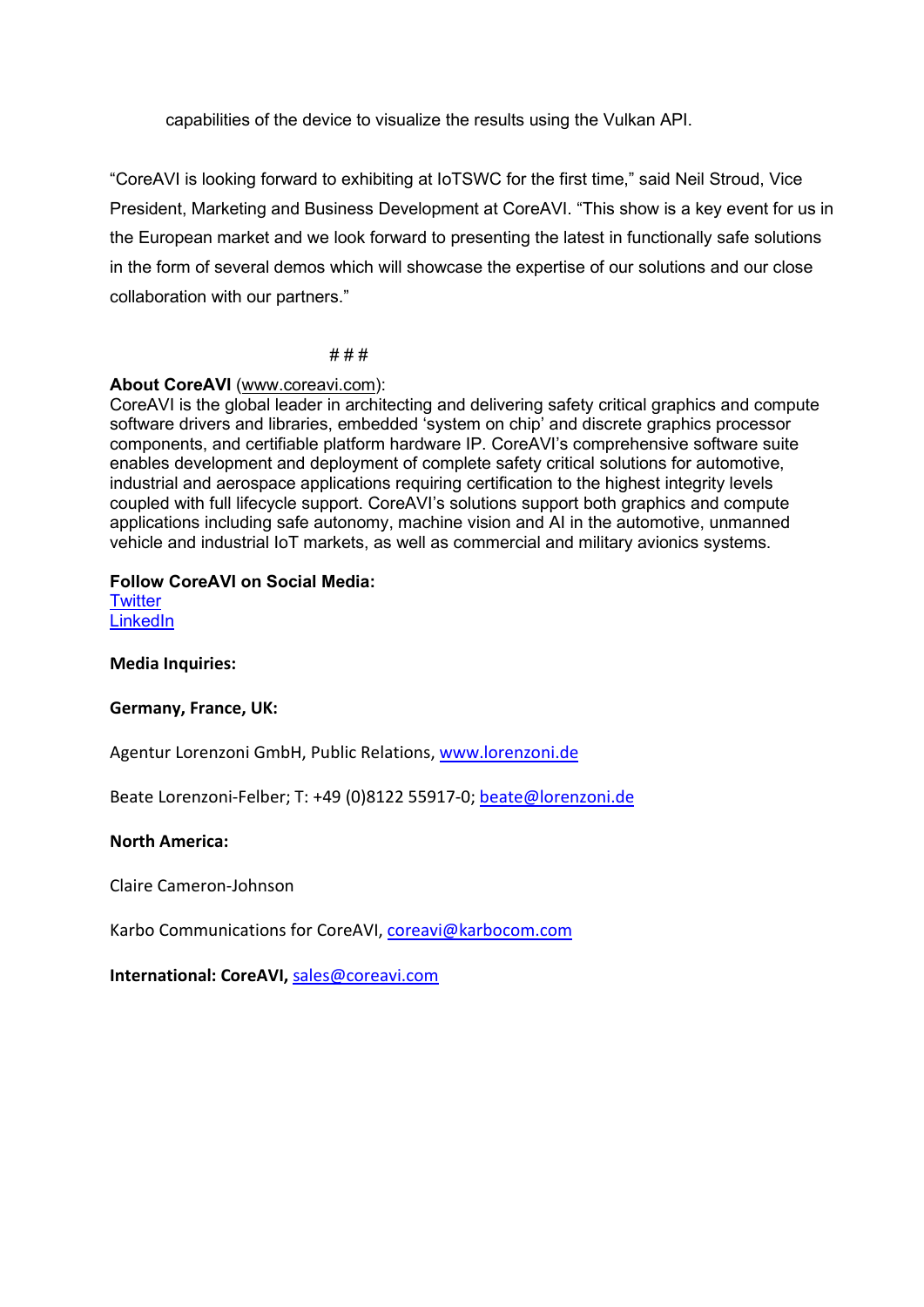capabilities of the device to visualize the results using the Vulkan API.

"CoreAVI is looking forward to exhibiting at IoTSWC for the first time," said Neil Stroud, Vice President, Marketing and Business Development at CoreAVI. "This show is a key event for us in the European market and we look forward to presenting the latest in functionally safe solutions in the form of several demos which will showcase the expertise of our solutions and our close collaboration with our partners."

# # #

**About CoreAVI** (www.coreavi.com):
CoreAVI is the global leader in architecting and delivering safety critical graphics and compute software drivers and libraries, embedded 'system on chip' and discrete graphics processor components, and certifiable platform hardware IP. CoreAVI's comprehensive software suite enables development and deployment of complete safety critical solutions for automotive, industrial and aerospace applications requiring certification to the highest integrity levels coupled with full lifecycle support. CoreAVI's solutions support both graphics and compute applications including safe autonomy, machine vision and AI in the automotive, unmanned vehicle and industrial IoT markets, as well as commercial and military avionics systems.

**Follow CoreAVI on Social Media:**
Twitter
LinkedIn

**Media Inquiries:**

**Germany, France, UK:**

Agentur Lorenzoni GmbH, Public Relations, www.lorenzoni.de

Beate Lorenzoni-Felber; T: +49 (0)8122 55917-0; beate@lorenzoni.de

**North America:**

Claire Cameron-Johnson

Karbo Communications for CoreAVI, coreavi@karbocom.com

**International: CoreAVI,** sales@coreavi.com